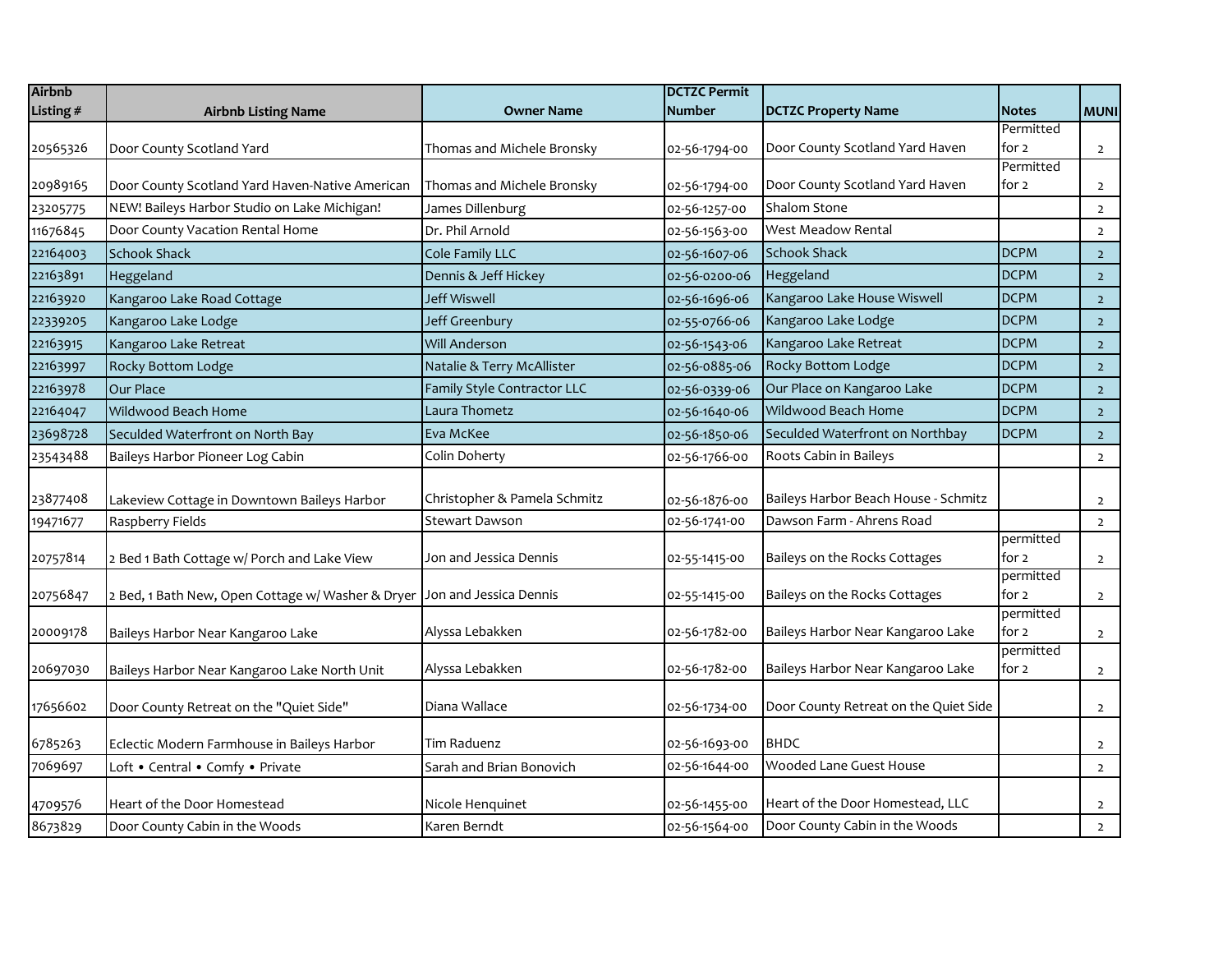| Airbnb Listing # | Airbnb Listing Name | Owner Name | DCTZC Permit Number | DCTZC Property Name | Notes | MUNI |
|---|---|---|---|---|---|---|
| 20565326 | Door County Scotland Yard | Thomas and Michele Bronsky | 02-56-1794-00 | Door County Scotland Yard Haven | Permitted for 2 | 2 |
| 20989165 | Door County Scotland Yard Haven-Native American | Thomas and Michele Bronsky | 02-56-1794-00 | Door County Scotland Yard Haven | Permitted for 2 | 2 |
| 23205775 | NEW! Baileys Harbor Studio on Lake Michigan! | James Dillenburg | 02-56-1257-00 | Shalom Stone | | 2 |
| 11676845 | Door County Vacation Rental Home | Dr. Phil Arnold | 02-56-1563-00 | West Meadow Rental | | 2 |
| 22164003 | Schook Shack | Cole Family LLC | 02-56-1607-06 | Schook Shack | DCPM | 2 |
| 22163891 | Heggeland | Dennis & Jeff Hickey | 02-56-0200-06 | Heggeland | DCPM | 2 |
| 22163920 | Kangaroo Lake Road Cottage | Jeff Wiswell | 02-56-1696-06 | Kangaroo Lake House Wiswell | DCPM | 2 |
| 22339205 | Kangaroo Lake Lodge | Jeff Greenbury | 02-55-0766-06 | Kangaroo Lake Lodge | DCPM | 2 |
| 22163915 | Kangaroo Lake Retreat | Will Anderson | 02-56-1543-06 | Kangaroo Lake Retreat | DCPM | 2 |
| 22163997 | Rocky Bottom Lodge | Natalie & Terry McAllister | 02-56-0885-06 | Rocky Bottom Lodge | DCPM | 2 |
| 22163978 | Our Place | Family Style Contractor LLC | 02-56-0339-06 | Our Place on Kangaroo Lake | DCPM | 2 |
| 22164047 | Wildwood Beach Home | Laura Thometz | 02-56-1640-06 | Wildwood Beach Home | DCPM | 2 |
| 23698728 | Seculded Waterfront on North Bay | Eva McKee | 02-56-1850-06 | Seculded Waterfront on Northbay | DCPM | 2 |
| 23543488 | Baileys Harbor Pioneer Log Cabin | Colin Doherty | 02-56-1766-00 | Roots Cabin in Baileys | | 2 |
| 23877408 | Lakeview Cottage in Downtown Baileys Harbor | Christopher & Pamela Schmitz | 02-56-1876-00 | Baileys Harbor Beach House - Schmitz | | 2 |
| 19471677 | Raspberry Fields | Stewart Dawson | 02-56-1741-00 | Dawson Farm - Ahrens Road | | 2 |
| 20757814 | 2 Bed 1 Bath Cottage w/ Porch and Lake View | Jon and Jessica Dennis | 02-55-1415-00 | Baileys on the Rocks Cottages | permitted for 2 | 2 |
| 20756847 | 2 Bed, 1 Bath New, Open Cottage w/ Washer & Dryer | Jon and Jessica Dennis | 02-55-1415-00 | Baileys on the Rocks Cottages | permitted for 2 | 2 |
| 20009178 | Baileys Harbor Near Kangaroo Lake | Alyssa Lebakken | 02-56-1782-00 | Baileys Harbor Near Kangaroo Lake | permitted for 2 | 2 |
| 20697030 | Baileys Harbor Near Kangaroo Lake North Unit | Alyssa Lebakken | 02-56-1782-00 | Baileys Harbor Near Kangaroo Lake | permitted for 2 | 2 |
| 17656602 | Door County Retreat on the "Quiet Side" | Diana Wallace | 02-56-1734-00 | Door County Retreat on the Quiet Side | | 2 |
| 6785263 | Eclectic Modern Farmhouse in Baileys Harbor | Tim Raduenz | 02-56-1693-00 | BHDC | | 2 |
| 7069697 | Loft • Central • Comfy • Private | Sarah and Brian Bonovich | 02-56-1644-00 | Wooded Lane Guest House | | 2 |
| 4709576 | Heart of the Door Homestead | Nicole Henquinet | 02-56-1455-00 | Heart of the Door Homestead, LLC | | 2 |
| 8673829 | Door County Cabin in the Woods | Karen Berndt | 02-56-1564-00 | Door County Cabin in the Woods | | 2 |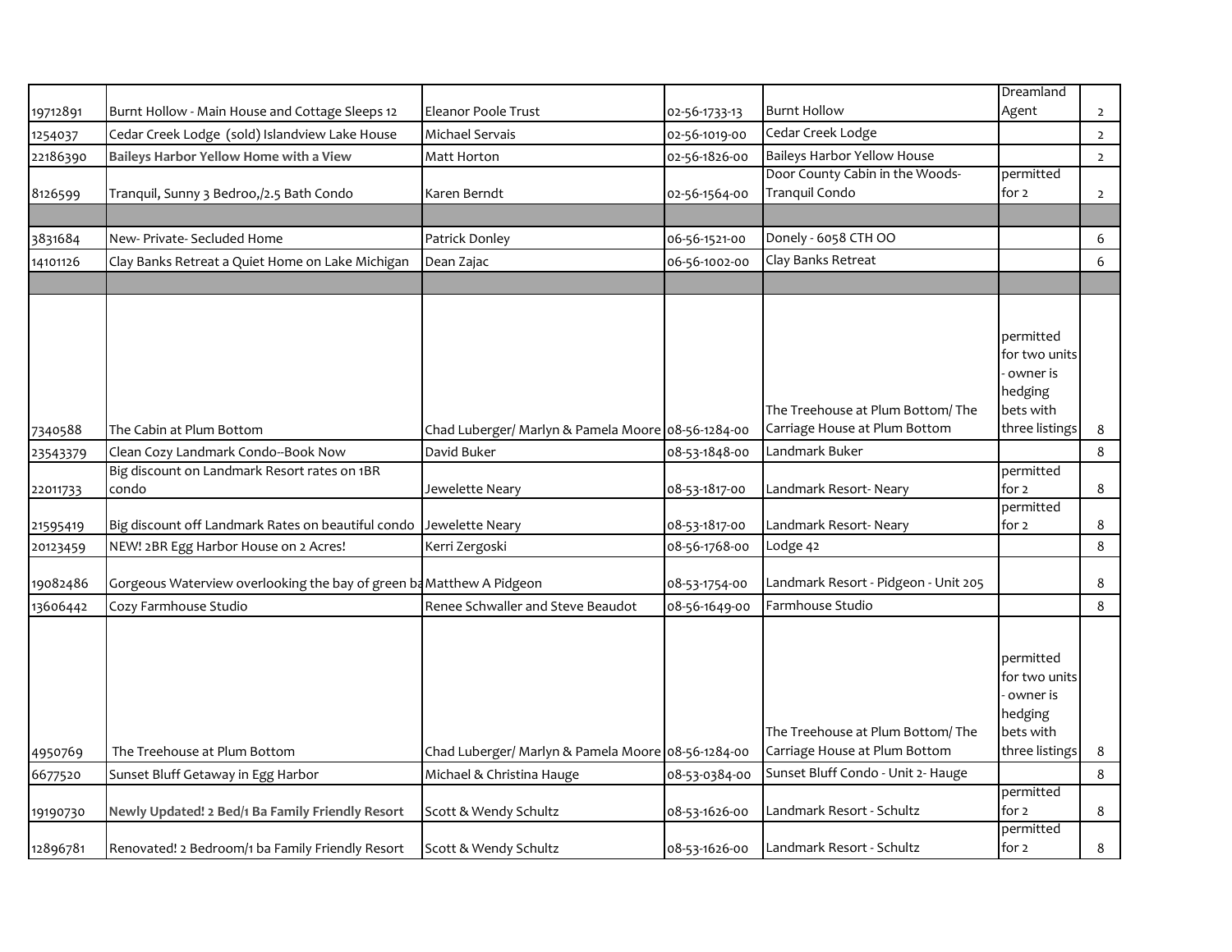| | | | | | | |
|---|---|---|---|---|---|---|
| 19712891 | Burnt Hollow - Main House and Cottage Sleeps 12 | Eleanor Poole Trust | 02-56-1733-13 | Burnt Hollow | Dreamland Agent | 2 |
| 1254037 | Cedar Creek Lodge (sold) Islandview Lake House | Michael Servais | 02-56-1019-00 | Cedar Creek Lodge | | 2 |
| 22186390 | **Baileys Harbor Yellow Home with a View** | Matt Horton | 02-56-1826-00 | Baileys Harbor Yellow House | | 2 |
| 8126599 | Tranquil, Sunny 3 Bedroo,/2.5 Bath Condo | Karen Berndt | 02-56-1564-00 | Door County Cabin in the Woods- Tranquil Condo | permitted for 2 | 2 |
| | | | | | | |
| 3831684 | New- Private- Secluded Home | Patrick Donley | 06-56-1521-00 | Donely - 6058 CTH OO | | 6 |
| 14101126 | Clay Banks Retreat a Quiet Home on Lake Michigan | Dean Zajac | 06-56-1002-00 | Clay Banks Retreat | | 6 |
| | | | | | | |
| 7340588 | The Cabin at Plum Bottom | Chad Luberger/ Marlyn & Pamela Moore | 08-56-1284-00 | The Treehouse at Plum Bottom/ The Carriage House at Plum Bottom | permitted for two units - owner is hedging bets with three listings | 8 |
| 23543379 | Clean Cozy Landmark Condo--Book Now | David Buker | 08-53-1848-00 | Landmark Buker | | 8 |
| 22011733 | Big discount on Landmark Resort rates on 1BR condo | Jewelette Neary | 08-53-1817-00 | Landmark Resort- Neary | permitted for 2 | 8 |
| 21595419 | Big discount off Landmark Rates on beautiful condo | Jewelette Neary | 08-53-1817-00 | Landmark Resort- Neary | permitted for 2 | 8 |
| 20123459 | NEW! 2BR Egg Harbor House on 2 Acres! | Kerri Zergoski | 08-56-1768-00 | Lodge 42 | | 8 |
| 19082486 | Gorgeous Waterview overlooking the bay of green ba | Matthew A Pidgeon | 08-53-1754-00 | Landmark Resort - Pidgeon - Unit 205 | | 8 |
| 13606442 | Cozy Farmhouse Studio | Renee Schwaller and Steve Beaudot | 08-56-1649-00 | Farmhouse Studio | | 8 |
| 4950769 | The Treehouse at Plum Bottom | Chad Luberger/ Marlyn & Pamela Moore | 08-56-1284-00 | The Treehouse at Plum Bottom/ The Carriage House at Plum Bottom | permitted for two units - owner is hedging bets with three listings | 8 |
| 6677520 | Sunset Bluff Getaway in Egg Harbor | Michael & Christina Hauge | 08-53-0384-00 | Sunset Bluff Condo - Unit 2- Hauge | | 8 |
| 19190730 | **Newly Updated! 2 Bed/1 Ba Family Friendly Resort** | Scott & Wendy Schultz | 08-53-1626-00 | Landmark Resort - Schultz | permitted for 2 | 8 |
| 12896781 | Renovated! 2 Bedroom/1 ba Family Friendly Resort | Scott & Wendy Schultz | 08-53-1626-00 | Landmark Resort - Schultz | permitted for 2 | 8 |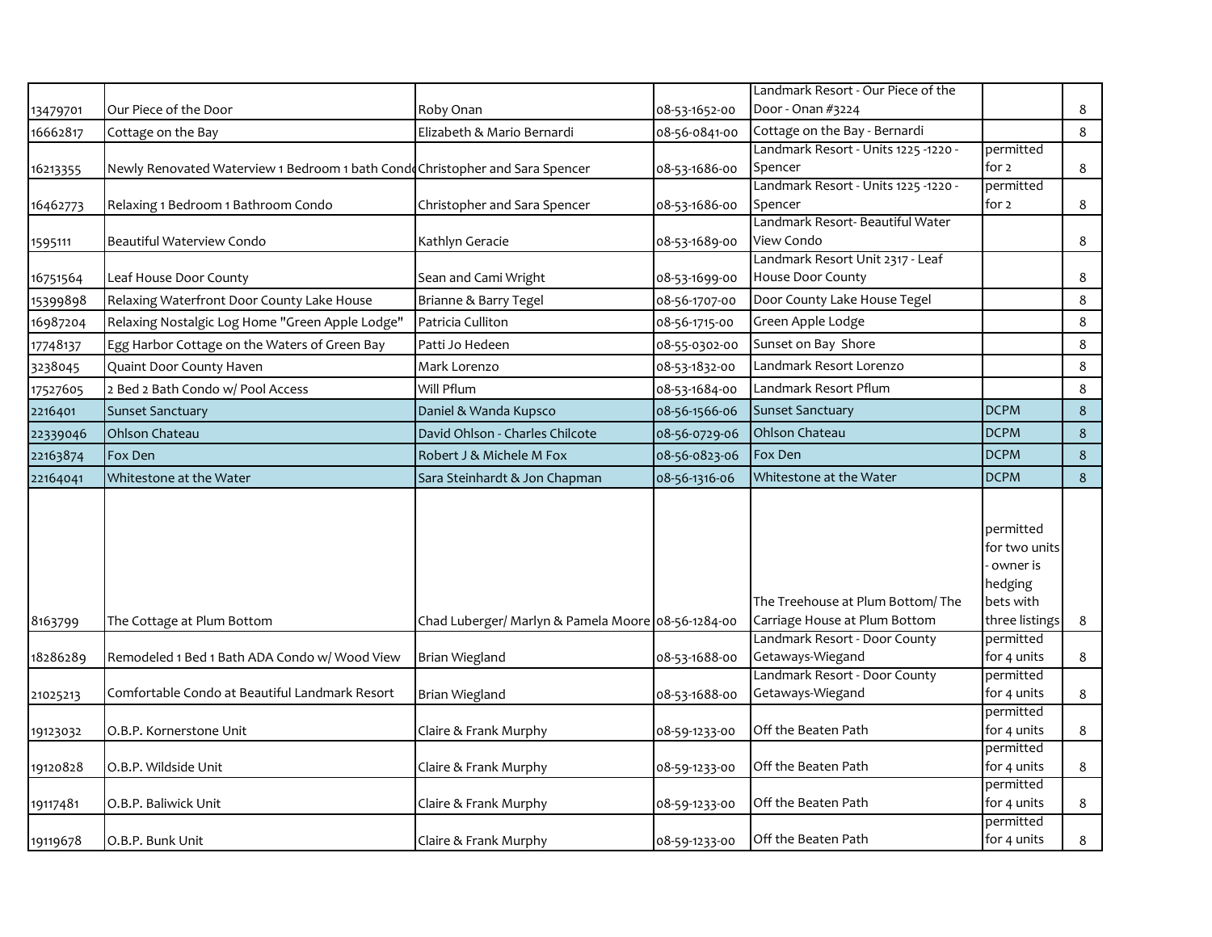| | | | | | | |
|---|---|---|---|---|---|---|
| 13479701 | Our Piece of the Door | Roby Onan | 08-53-1652-00 | Landmark Resort - Our Piece of the Door - Onan #3224 | | 8 |
| 16662817 | Cottage on the Bay | Elizabeth & Mario Bernardi | 08-56-0841-00 | Cottage on the Bay - Bernardi | | 8 |
| 16213355 | Newly Renovated Waterview 1 Bedroom 1 bath Condo | Christopher and Sara Spencer | 08-53-1686-00 | Landmark Resort - Units 1225 -1220 - Spencer | permitted for 2 | 8 |
| 16462773 | Relaxing 1 Bedroom 1 Bathroom Condo | Christopher and Sara Spencer | 08-53-1686-00 | Landmark Resort - Units 1225 -1220 - Spencer | permitted for 2 | 8 |
| 1595111 | Beautiful Waterview Condo | Kathlyn Geracie | 08-53-1689-00 | Landmark Resort- Beautiful Water View Condo | | 8 |
| 16751564 | Leaf House Door County | Sean and Cami Wright | 08-53-1699-00 | Landmark Resort Unit 2317 - Leaf House Door County | | 8 |
| 15399898 | Relaxing Waterfront Door County Lake House | Brianne & Barry Tegel | 08-56-1707-00 | Door County Lake House Tegel | | 8 |
| 16987204 | Relaxing Nostalgic Log Home "Green Apple Lodge" | Patricia Culliton | 08-56-1715-00 | Green Apple Lodge | | 8 |
| 17748137 | Egg Harbor Cottage on the Waters of Green Bay | Patti Jo Hedeen | 08-55-0302-00 | Sunset on Bay Shore | | 8 |
| 3238045 | Quaint Door County Haven | Mark Lorenzo | 08-53-1832-00 | Landmark Resort Lorenzo | | 8 |
| 17527605 | 2 Bed 2 Bath Condo w/ Pool Access | Will Pflum | 08-53-1684-00 | Landmark Resort Pflum | | 8 |
| 2216401 | Sunset Sanctuary | Daniel & Wanda Kupsco | 08-56-1566-06 | Sunset Sanctuary | DCPM | 8 |
| 22339046 | Ohlson Chateau | David Ohlson - Charles Chilcote | 08-56-0729-06 | Ohlson Chateau | DCPM | 8 |
| 22163874 | Fox Den | Robert J & Michele M Fox | 08-56-0823-06 | Fox Den | DCPM | 8 |
| 22164041 | Whitestone at the Water | Sara Steinhardt & Jon Chapman | 08-56-1316-06 | Whitestone at the Water | DCPM | 8 |
| 8163799 | The Cottage at Plum Bottom | Chad Luberger/ Marlyn & Pamela Moore | 08-56-1284-00 | The Treehouse at Plum Bottom/ The Carriage House at Plum Bottom | permitted for two units - owner is hedging bets with three listings | 8 |
| 18286289 | Remodeled 1 Bed 1 Bath ADA Condo w/ Wood View | Brian Wiegland | 08-53-1688-00 | Landmark Resort - Door County Getaways-Wiegand | permitted for 4 units | 8 |
| 21025213 | Comfortable Condo at Beautiful Landmark Resort | Brian Wiegland | 08-53-1688-00 | Landmark Resort - Door County Getaways-Wiegand | permitted for 4 units | 8 |
| 19123032 | O.B.P. Kornerstone Unit | Claire & Frank Murphy | 08-59-1233-00 | Off the Beaten Path | permitted for 4 units | 8 |
| 19120828 | O.B.P. Wildside Unit | Claire & Frank Murphy | 08-59-1233-00 | Off the Beaten Path | permitted for 4 units | 8 |
| 19117481 | O.B.P. Baliwick Unit | Claire & Frank Murphy | 08-59-1233-00 | Off the Beaten Path | permitted for 4 units | 8 |
| 19119678 | O.B.P. Bunk Unit | Claire & Frank Murphy | 08-59-1233-00 | Off the Beaten Path | permitted for 4 units | 8 |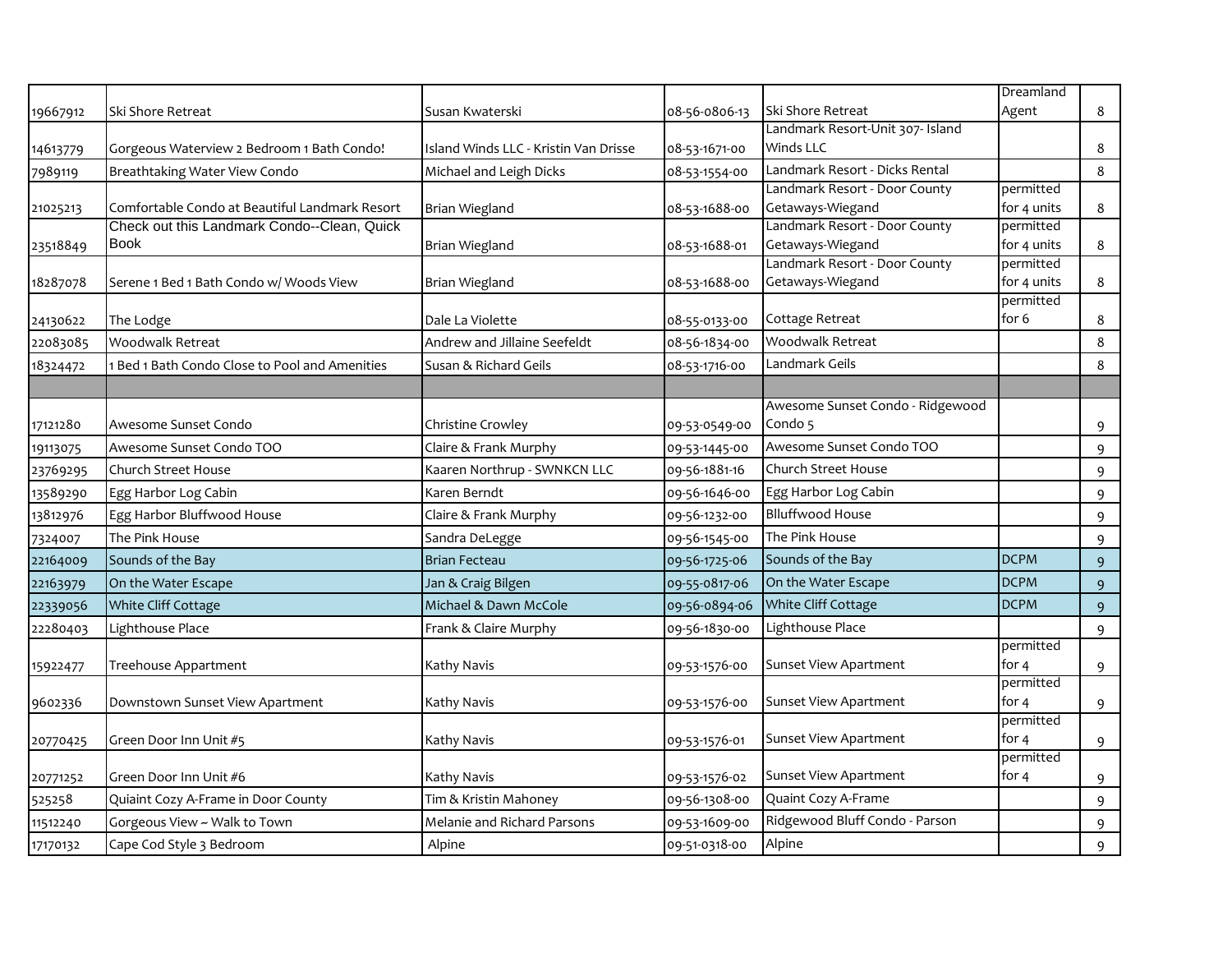| | | | | | | |
|---|---|---|---|---|---|---|
| 19667912 | Ski Shore Retreat | Susan Kwaterski | 08-56-0806-13 | Ski Shore Retreat | Dreamland Agent | 8 |
| 14613779 | Gorgeous Waterview 2 Bedroom 1 Bath Condo! | Island Winds LLC - Kristin Van Drisse | 08-53-1671-00 | Landmark Resort-Unit 307- Island Winds LLC | | 8 |
| 7989119 | Breathtaking Water View Condo | Michael and Leigh Dicks | 08-53-1554-00 | Landmark Resort - Dicks Rental | | 8 |
| 21025213 | Comfortable Condo at Beautiful Landmark Resort | Brian Wiegland | 08-53-1688-00 | Landmark Resort - Door County Getaways-Wiegand | permitted for 4 units | 8 |
| 23518849 | Check out this Landmark Condo--Clean, Quick Book | Brian Wiegland | 08-53-1688-01 | Landmark Resort - Door County Getaways-Wiegand | permitted for 4 units | 8 |
| 18287078 | Serene 1 Bed 1 Bath Condo w/ Woods View | Brian Wiegland | 08-53-1688-00 | Landmark Resort - Door County Getaways-Wiegand | permitted for 4 units | 8 |
| 24130622 | The Lodge | Dale La Violette | 08-55-0133-00 | Cottage Retreat | permitted for 6 | 8 |
| 22083085 | Woodwalk Retreat | Andrew and Jillaine Seefeldt | 08-56-1834-00 | Woodwalk Retreat | | 8 |
| 18324472 | 1 Bed 1 Bath Condo Close to Pool and Amenities | Susan & Richard Geils | 08-53-1716-00 | Landmark Geils | | 8 |
| | | | | | | |
| 17121280 | Awesome Sunset Condo | Christine Crowley | 09-53-0549-00 | Awesome Sunset Condo - Ridgewood Condo 5 | | 9 |
| 19113075 | Awesome Sunset Condo TOO | Claire & Frank Murphy | 09-53-1445-00 | Awesome Sunset Condo TOO | | 9 |
| 23769295 | Church Street House | Kaaren Northrup - SWNKCN LLC | 09-56-1881-16 | Church Street House | | 9 |
| 13589290 | Egg Harbor Log Cabin | Karen Berndt | 09-56-1646-00 | Egg Harbor Log Cabin | | 9 |
| 13812976 | Egg Harbor Bluffwood House | Claire & Frank Murphy | 09-56-1232-00 | Blluffwood House | | 9 |
| 7324007 | The Pink House | Sandra DeLegge | 09-56-1545-00 | The Pink House | | 9 |
| 22164009 | Sounds of the Bay | Brian Fecteau | 09-56-1725-06 | Sounds of the Bay | DCPM | 9 |
| 22163979 | On the Water Escape | Jan & Craig Bilgen | 09-55-0817-06 | On the Water Escape | DCPM | 9 |
| 22339056 | White Cliff Cottage | Michael & Dawn McCole | 09-56-0894-06 | White Cliff Cottage | DCPM | 9 |
| 22280403 | Lighthouse Place | Frank & Claire Murphy | 09-56-1830-00 | Lighthouse Place | | 9 |
| 15922477 | Treehouse Appartment | Kathy Navis | 09-53-1576-00 | Sunset View Apartment | permitted for 4 | 9 |
| 9602336 | Downstown Sunset View Apartment | Kathy Navis | 09-53-1576-00 | Sunset View Apartment | permitted for 4 | 9 |
| 20770425 | Green Door Inn Unit #5 | Kathy Navis | 09-53-1576-01 | Sunset View Apartment | permitted for 4 | 9 |
| 20771252 | Green Door Inn Unit #6 | Kathy Navis | 09-53-1576-02 | Sunset View Apartment | permitted for 4 | 9 |
| 525258 | Quiaint Cozy A-Frame in Door County | Tim & Kristin Mahoney | 09-56-1308-00 | Quaint Cozy A-Frame | | 9 |
| 11512240 | Gorgeous View ~ Walk to Town | Melanie and Richard Parsons | 09-53-1609-00 | Ridgewood Bluff Condo - Parson | | 9 |
| 17170132 | Cape Cod Style 3 Bedroom | Alpine | 09-51-0318-00 | Alpine | | 9 |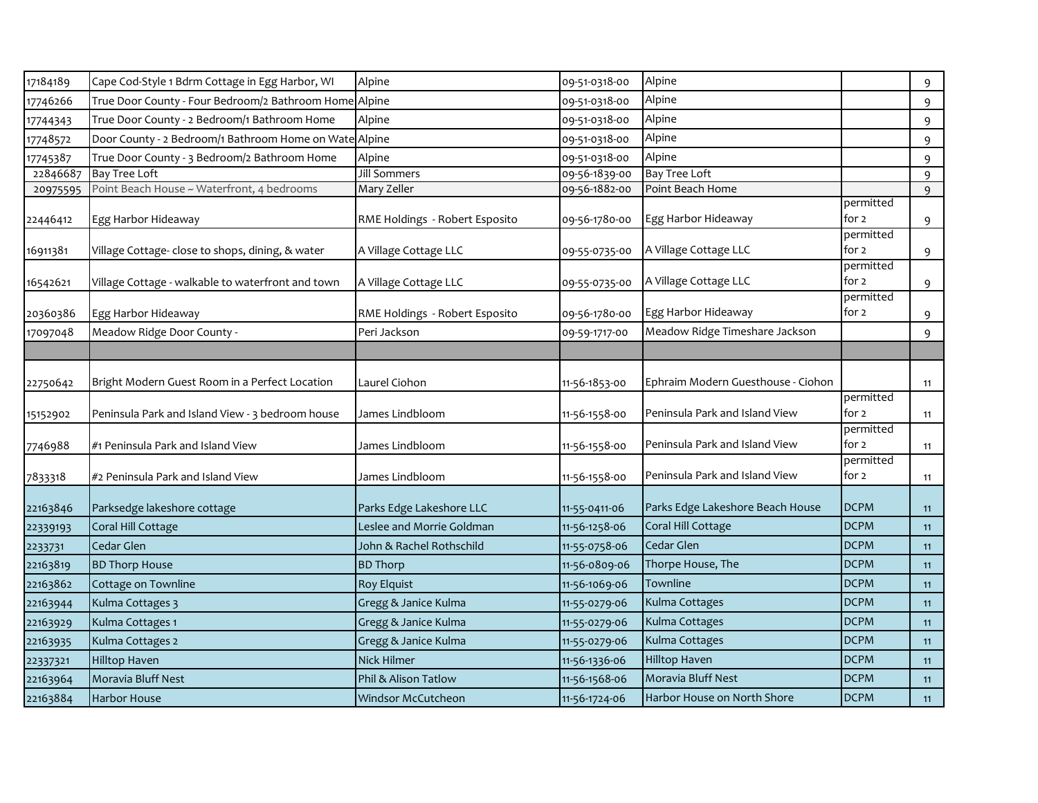| | | | | | | |
|---|---|---|---|---|---|---|
| 17184189 | Cape Cod-Style 1 Bdrm Cottage in Egg Harbor, WI | Alpine | 09-51-0318-00 | Alpine | | 9 |
| 17746266 | True Door County - Four Bedroom/2 Bathroom Home | Alpine | 09-51-0318-00 | Alpine | | 9 |
| 17744343 | True Door County - 2 Bedroom/1 Bathroom Home | Alpine | 09-51-0318-00 | Alpine | | 9 |
| 17748572 | Door County - 2 Bedroom/1 Bathroom Home on Wate | Alpine | 09-51-0318-00 | Alpine | | 9 |
| 17745387 | True Door County - 3 Bedroom/2 Bathroom Home | Alpine | 09-51-0318-00 | Alpine | | 9 |
| 22846687 | Bay Tree Loft | Jill Sommers | 09-56-1839-00 | Bay Tree Loft | | 9 |
| 20975595 | Point Beach House ~ Waterfront, 4 bedrooms | Mary Zeller | 09-56-1882-00 | Point Beach Home | | 9 |
| 22446412 | Egg Harbor Hideaway | RME Holdings - Robert Esposito | 09-56-1780-00 | Egg Harbor Hideaway | permitted for 2 | 9 |
| 16911381 | Village Cottage- close to shops, dining, & water | A Village Cottage LLC | 09-55-0735-00 | A Village Cottage LLC | permitted for 2 | 9 |
| 16542621 | Village Cottage - walkable to waterfront and town | A Village Cottage LLC | 09-55-0735-00 | A Village Cottage LLC | permitted for 2 | 9 |
| 20360386 | Egg Harbor Hideaway | RME Holdings - Robert Esposito | 09-56-1780-00 | Egg Harbor Hideaway | permitted for 2 | 9 |
| 17097048 | Meadow Ridge Door County - | Peri Jackson | 09-59-1717-00 | Meadow Ridge Timeshare Jackson | | 9 |
| | | | | | | |
| 22750642 | Bright Modern Guest Room in a Perfect Location | Laurel Ciohon | 11-56-1853-00 | Ephraim Modern Guesthouse - Ciohon | | 11 |
| 15152902 | Peninsula Park and Island View - 3 bedroom house | James Lindbloom | 11-56-1558-00 | Peninsula Park and Island View | permitted for 2 | 11 |
| 7746988 | #1 Peninsula Park and Island View | James Lindbloom | 11-56-1558-00 | Peninsula Park and Island View | permitted for 2 | 11 |
| 7833318 | #2 Peninsula Park and Island View | James Lindbloom | 11-56-1558-00 | Peninsula Park and Island View | permitted for 2 | 11 |
| 22163846 | Parksedge lakeshore cottage | Parks Edge Lakeshore LLC | 11-55-0411-06 | Parks Edge Lakeshore Beach House | DCPM | 11 |
| 22339193 | Coral Hill Cottage | Leslee and Morrie Goldman | 11-56-1258-06 | Coral Hill Cottage | DCPM | 11 |
| 2233731 | Cedar Glen | John & Rachel Rothschild | 11-55-0758-06 | Cedar Glen | DCPM | 11 |
| 22163819 | BD Thorp House | BD Thorp | 11-56-0809-06 | Thorpe House, The | DCPM | 11 |
| 22163862 | Cottage on Townline | Roy Elquist | 11-56-1069-06 | Townline | DCPM | 11 |
| 22163944 | Kulma Cottages 3 | Gregg & Janice Kulma | 11-55-0279-06 | Kulma Cottages | DCPM | 11 |
| 22163929 | Kulma Cottages 1 | Gregg & Janice Kulma | 11-55-0279-06 | Kulma Cottages | DCPM | 11 |
| 22163935 | Kulma Cottages 2 | Gregg & Janice Kulma | 11-55-0279-06 | Kulma Cottages | DCPM | 11 |
| 22337321 | Hilltop Haven | Nick Hilmer | 11-56-1336-06 | Hilltop Haven | DCPM | 11 |
| 22163964 | Moravia Bluff Nest | Phil & Alison Tatlow | 11-56-1568-06 | Moravia Bluff Nest | DCPM | 11 |
| 22163884 | Harbor House | Windsor McCutcheon | 11-56-1724-06 | Harbor House on North Shore | DCPM | 11 |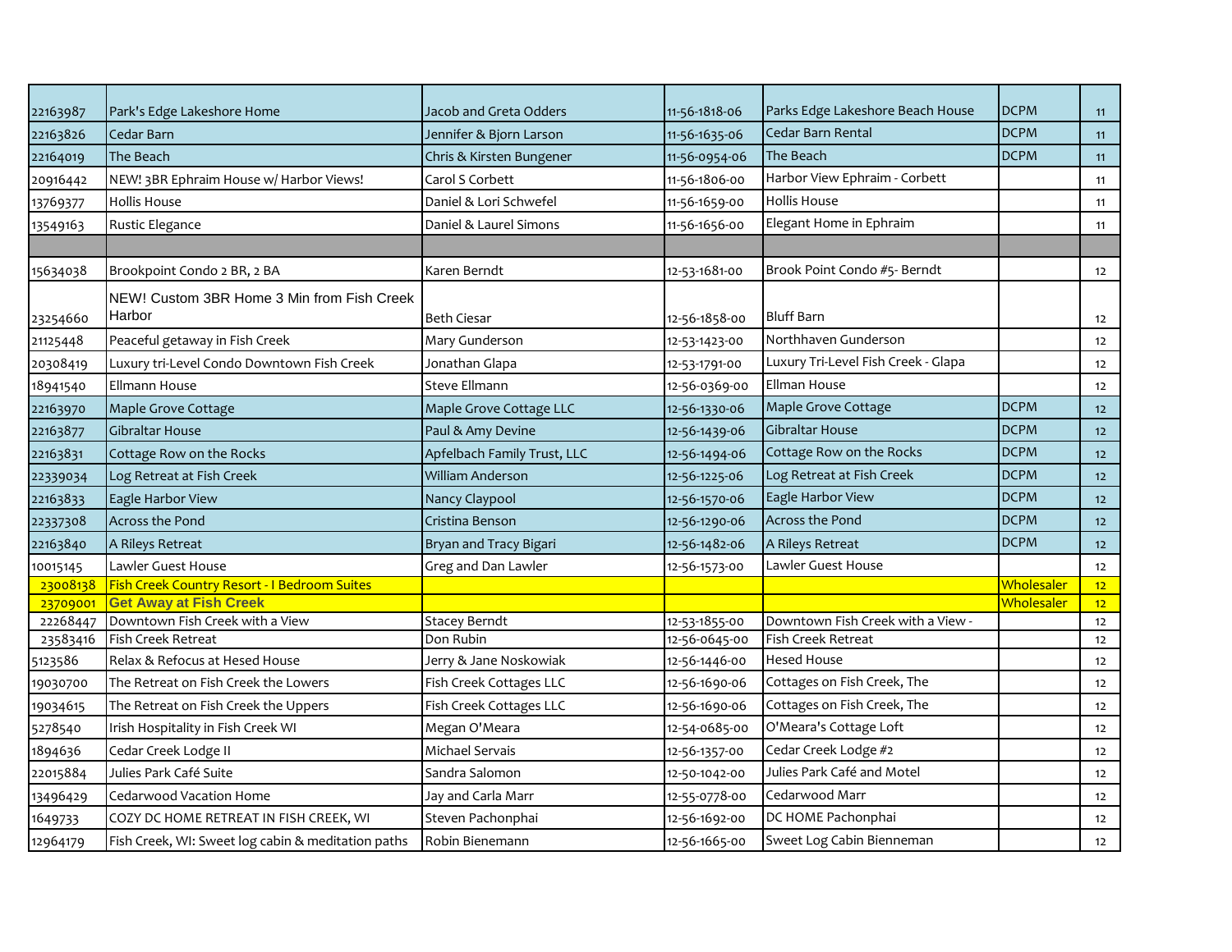| | | | | | | |
|---|---|---|---|---|---|---|
| 22163987 | Park's Edge Lakeshore Home | Jacob and Greta Odders | 11-56-1818-06 | Parks Edge Lakeshore Beach House | DCPM | 11 |
| 22163826 | Cedar Barn | Jennifer & Bjorn Larson | 11-56-1635-06 | Cedar Barn Rental | DCPM | 11 |
| 22164019 | The Beach | Chris & Kirsten Bungener | 11-56-0954-06 | The Beach | DCPM | 11 |
| 20916442 | NEW! 3BR Ephraim House w/ Harbor Views! | Carol S Corbett | 11-56-1806-00 | Harbor View Ephraim - Corbett | | 11 |
| 13769377 | Hollis House | Daniel & Lori Schwefel | 11-56-1659-00 | Hollis House | | 11 |
| 13549163 | Rustic Elegance | Daniel & Laurel Simons | 11-56-1656-00 | Elegant Home in Ephraim | | 11 |
| | | | | | | |
| 15634038 | Brookpoint Condo 2 BR, 2 BA | Karen Berndt | 12-53-1681-00 | Brook Point Condo #5- Berndt | | 12 |
| 23254660 | NEW! Custom 3BR Home 3 Min from Fish Creek Harbor | Beth Ciesar | 12-56-1858-00 | Bluff Barn | | 12 |
| 21125448 | Peaceful getaway in Fish Creek | Mary Gunderson | 12-53-1423-00 | Northhaven Gunderson | | 12 |
| 20308419 | Luxury tri-Level Condo Downtown Fish Creek | Jonathan Glapa | 12-53-1791-00 | Luxury Tri-Level Fish Creek - Glapa | | 12 |
| 18941540 | Ellmann House | Steve Ellmann | 12-56-0369-00 | Ellman House | | 12 |
| 22163970 | Maple Grove Cottage | Maple Grove Cottage LLC | 12-56-1330-06 | Maple Grove Cottage | DCPM | 12 |
| 22163877 | Gibraltar House | Paul & Amy Devine | 12-56-1439-06 | Gibraltar House | DCPM | 12 |
| 22163831 | Cottage Row on the Rocks | Apfelbach Family Trust, LLC | 12-56-1494-06 | Cottage Row on the Rocks | DCPM | 12 |
| 22339034 | Log Retreat at Fish Creek | William Anderson | 12-56-1225-06 | Log Retreat at Fish Creek | DCPM | 12 |
| 22163833 | Eagle Harbor View | Nancy Claypool | 12-56-1570-06 | Eagle Harbor View | DCPM | 12 |
| 22337308 | Across the Pond | Cristina Benson | 12-56-1290-06 | Across the Pond | DCPM | 12 |
| 22163840 | A Rileys Retreat | Bryan and Tracy Bigari | 12-56-1482-06 | A Rileys Retreat | DCPM | 12 |
| 10015145 | Lawler Guest House | Greg and Dan Lawler | 12-56-1573-00 | Lawler Guest House | | 12 |
| 23008138 | Fish Creek Country Resort - I Bedroom Suites | | | | Wholesaler | 12 |
| 23709001 | **Get Away at Fish Creek** | | | | Wholesaler | 12 |
| 22268447 | Downtown Fish Creek with a View | Stacey Berndt | 12-53-1855-00 | Downtown Fish Creek with a View - | | 12 |
| 23583416 | Fish Creek Retreat | Don Rubin | 12-56-0645-00 | Fish Creek Retreat | | 12 |
| 5123586 | Relax & Refocus at Hesed House | Jerry & Jane Noskowiak | 12-56-1446-00 | Hesed House | | 12 |
| 19030700 | The Retreat on Fish Creek the Lowers | Fish Creek Cottages LLC | 12-56-1690-06 | Cottages on Fish Creek, The | | 12 |
| 19034615 | The Retreat on Fish Creek the Uppers | Fish Creek Cottages LLC | 12-56-1690-06 | Cottages on Fish Creek, The | | 12 |
| 5278540 | Irish Hospitality in Fish Creek WI | Megan O'Meara | 12-54-0685-00 | O'Meara's Cottage Loft | | 12 |
| 1894636 | Cedar Creek Lodge II | Michael Servais | 12-56-1357-00 | Cedar Creek Lodge #2 | | 12 |
| 22015884 | Julies Park Café Suite | Sandra Salomon | 12-50-1042-00 | Julies Park Café and Motel | | 12 |
| 13496429 | Cedarwood Vacation Home | Jay and Carla Marr | 12-55-0778-00 | Cedarwood Marr | | 12 |
| 1649733 | COZY DC HOME RETREAT IN FISH CREEK, WI | Steven Pachonphai | 12-56-1692-00 | DC HOME Pachonphai | | 12 |
| 12964179 | Fish Creek, WI: Sweet log cabin & meditation paths | Robin Bienemann | 12-56-1665-00 | Sweet Log Cabin Bienneman | | 12 |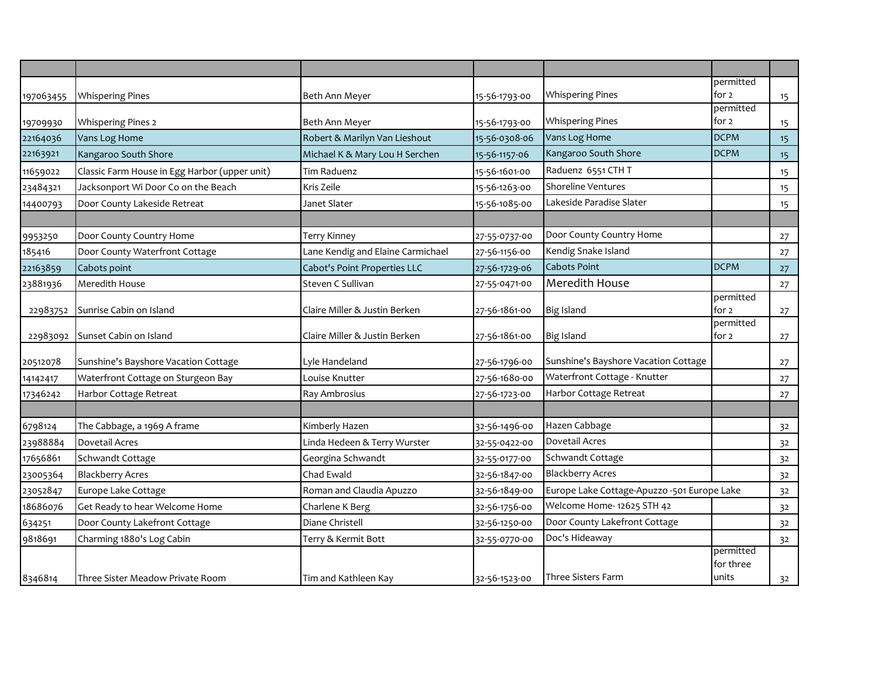| | | | | | | |
|---|---|---|---|---|---|---|
| 197063455 | Whispering Pines | Beth Ann Meyer | 15-56-1793-00 | Whispering Pines | permitted for 2 | 15 |
| 19709930 | Whispering Pines 2 | Beth Ann Meyer | 15-56-1793-00 | Whispering Pines | permitted for 2 | 15 |
| 22164036 | Vans Log Home | Robert & Marilyn Van Lieshout | 15-56-0308-06 | Vans Log Home | DCPM | 15 |
| 22163921 | Kangaroo South Shore | Michael K & Mary Lou H Serchen | 15-56-1157-06 | Kangaroo South Shore | DCPM | 15 |
| 11659022 | Classic Farm House in Egg Harbor (upper unit) | Tim Raduenz | 15-56-1601-00 | Raduenz 6551 CTH T | | 15 |
| 23484321 | Jacksonport Wi Door Co on the Beach | Kris Zeile | 15-56-1263-00 | Shoreline Ventures | | 15 |
| 14400793 | Door County Lakeside Retreat | Janet Slater | 15-56-1085-00 | Lakeside Paradise Slater | | 15 |
| | | | | | | |
| 9953250 | Door County Country Home | Terry Kinney | 27-55-0737-00 | Door County Country Home | | 27 |
| 185416 | Door County Waterfront Cottage | Lane Kendig and Elaine Carmichael | 27-56-1156-00 | Kendig Snake Island | | 27 |
| 22163859 | Cabots point | Cabot's Point Properties LLC | 27-56-1729-06 | Cabots Point | DCPM | 27 |
| 23881936 | Meredith House | Steven C Sullivan | 27-55-0471-00 | Meredith House | | 27 |
| 22983752 | Sunrise Cabin on Island | Claire Miller & Justin Berken | 27-56-1861-00 | Big Island | permitted for 2 | 27 |
| 22983092 | Sunset Cabin on Island | Claire Miller & Justin Berken | 27-56-1861-00 | Big Island | permitted for 2 | 27 |
| 20512078 | Sunshine's Bayshore Vacation Cottage | Lyle Handeland | 27-56-1796-00 | Sunshine's Bayshore Vacation Cottage | | 27 |
| 14142417 | Waterfront Cottage on Sturgeon Bay | Louise Knutter | 27-56-1680-00 | Waterfront Cottage - Knutter | | 27 |
| 17346242 | Harbor Cottage Retreat | Ray Ambrosius | 27-56-1723-00 | Harbor Cottage Retreat | | 27 |
| | | | | | | |
| 6798124 | The Cabbage, a 1969 A frame | Kimberly Hazen | 32-56-1496-00 | Hazen Cabbage | | 32 |
| 23988884 | Dovetail Acres | Linda Hedeen & Terry Wurster | 32-55-0422-00 | Dovetail Acres | | 32 |
| 17656861 | Schwandt Cottage | Georgina Schwandt | 32-55-0177-00 | Schwandt Cottage | | 32 |
| 23005364 | Blackberry Acres | Chad Ewald | 32-56-1847-00 | Blackberry Acres | | 32 |
| 23052847 | Europe Lake Cottage | Roman and Claudia Apuzzo | 32-56-1849-00 | Europe Lake Cottage-Apuzzo -501 Europe Lake | | 32 |
| 18686076 | Get Ready to hear Welcome Home | Charlene K Berg | 32-56-1756-00 | Welcome Home- 12625 STH 42 | | 32 |
| 634251 | Door County Lakefront Cottage | Diane Christell | 32-56-1250-00 | Door County Lakefront Cottage | | 32 |
| 9818691 | Charming 1880's Log Cabin | Terry & Kermit Bott | 32-55-0770-00 | Doc's Hideaway | | 32 |
| 8346814 | Three Sister Meadow Private Room | Tim and Kathleen Kay | 32-56-1523-00 | Three Sisters Farm | permitted for three units | 32 |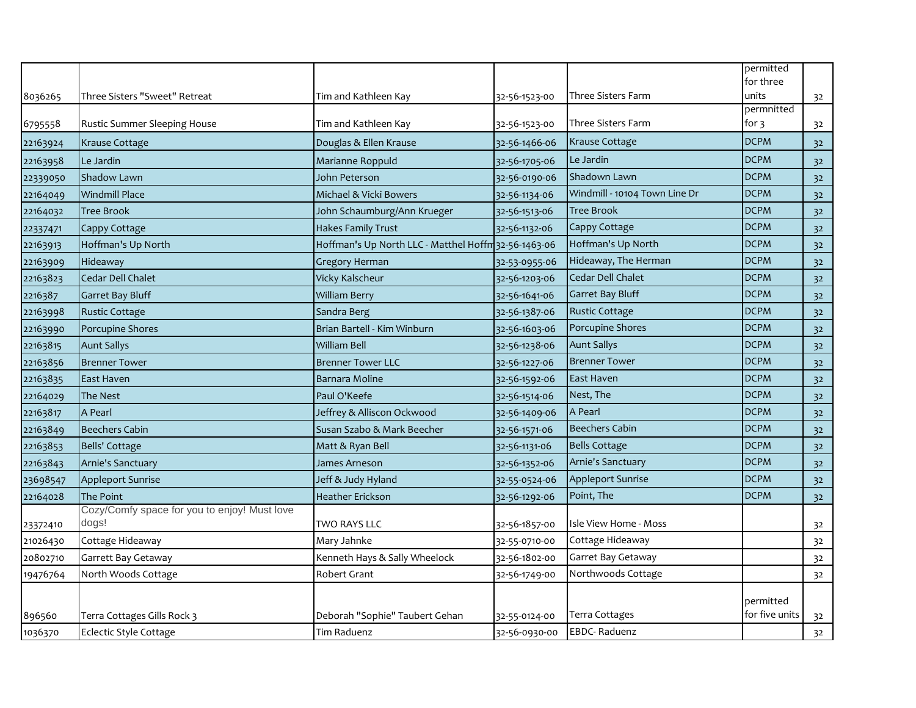| | | | | | | |
|---|---|---|---|---|---|---|
| 8036265 | Three Sisters "Sweet" Retreat | Tim and Kathleen Kay | 32-56-1523-00 | Three Sisters Farm | permitted for three units | 32 |
| 6795558 | Rustic Summer Sleeping House | Tim and Kathleen Kay | 32-56-1523-00 | Three Sisters Farm | permnitted for 3 | 32 |
| 22163924 | Krause Cottage | Douglas & Ellen Krause | 32-56-1466-06 | Krause Cottage | DCPM | 32 |
| 22163958 | Le Jardin | Marianne Roppuld | 32-56-1705-06 | Le Jardin | DCPM | 32 |
| 22339050 | Shadow Lawn | John Peterson | 32-56-0190-06 | Shadown Lawn | DCPM | 32 |
| 22164049 | Windmill Place | Michael & Vicki Bowers | 32-56-1134-06 | Windmill - 10104 Town Line Dr | DCPM | 32 |
| 22164032 | Tree Brook | John Schaumburg/Ann Krueger | 32-56-1513-06 | Tree Brook | DCPM | 32 |
| 22337471 | Cappy Cottage | Hakes Family Trust | 32-56-1132-06 | Cappy Cottage | DCPM | 32 |
| 22163913 | Hoffman's Up North | Hoffman's Up North LLC - Matthel Hoffm | 32-56-1463-06 | Hoffman's Up North | DCPM | 32 |
| 22163909 | Hideaway | Gregory Herman | 32-53-0955-06 | Hideaway, The Herman | DCPM | 32 |
| 22163823 | Cedar Dell Chalet | Vicky Kalscheur | 32-56-1203-06 | Cedar Dell Chalet | DCPM | 32 |
| 2216387 | Garret Bay Bluff | William Berry | 32-56-1641-06 | Garret Bay Bluff | DCPM | 32 |
| 22163998 | Rustic Cottage | Sandra Berg | 32-56-1387-06 | Rustic Cottage | DCPM | 32 |
| 22163990 | Porcupine Shores | Brian Bartell - Kim Winburn | 32-56-1603-06 | Porcupine Shores | DCPM | 32 |
| 22163815 | Aunt Sallys | William Bell | 32-56-1238-06 | Aunt Sallys | DCPM | 32 |
| 22163856 | Brenner Tower | Brenner Tower LLC | 32-56-1227-06 | Brenner Tower | DCPM | 32 |
| 22163835 | East Haven | Barnara Moline | 32-56-1592-06 | East Haven | DCPM | 32 |
| 22164029 | The Nest | Paul O'Keefe | 32-56-1514-06 | Nest, The | DCPM | 32 |
| 22163817 | A Pearl | Jeffrey & Alliscon Ockwood | 32-56-1409-06 | A Pearl | DCPM | 32 |
| 22163849 | Beechers Cabin | Susan Szabo & Mark Beecher | 32-56-1571-06 | Beechers Cabin | DCPM | 32 |
| 22163853 | Bells' Cottage | Matt & Ryan Bell | 32-56-1131-06 | Bells Cottage | DCPM | 32 |
| 22163843 | Arnie's Sanctuary | James Arneson | 32-56-1352-06 | Arnie's Sanctuary | DCPM | 32 |
| 23698547 | Appleport Sunrise | Jeff & Judy Hyland | 32-55-0524-06 | Appleport Sunrise | DCPM | 32 |
| 22164028 | The Point | Heather Erickson | 32-56-1292-06 | Point, The | DCPM | 32 |
| 23372410 | Cozy/Comfy space for you to enjoy! Must love dogs! | TWO RAYS LLC | 32-56-1857-00 | Isle View Home - Moss | | 32 |
| 21026430 | Cottage Hideaway | Mary Jahnke | 32-55-0710-00 | Cottage Hideaway | | 32 |
| 20802710 | Garrett Bay Getaway | Kenneth Hays & Sally Wheelock | 32-56-1802-00 | Garret Bay Getaway | | 32 |
| 19476764 | North Woods Cottage | Robert Grant | 32-56-1749-00 | Northwoods Cottage | | 32 |
| 896560 | Terra Cottages Gills Rock 3 | Deborah "Sophie" Taubert Gehan | 32-55-0124-00 | Terra Cottages | permitted for five units | 32 |
| 1036370 | Eclectic Style Cottage | Tim Raduenz | 32-56-0930-00 | EBDC- Raduenz | | 32 |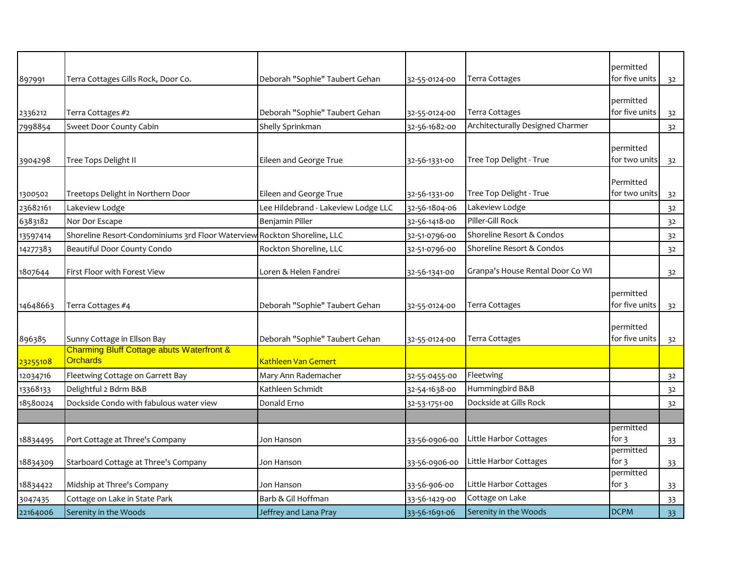| | | | | | | |
|---|---|---|---|---|---|---|
| 897991 | Terra Cottages Gills Rock, Door Co. | Deborah "Sophie" Taubert Gehan | 32-55-0124-00 | Terra Cottages | permitted for five units | 32 |
| 2336212 | Terra Cottages #2 | Deborah "Sophie" Taubert Gehan | 32-55-0124-00 | Terra Cottages | permitted for five units | 32 |
| 7998854 | Sweet Door County Cabin | Shelly Sprinkman | 32-56-1682-00 | Architecturally Designed Charmer | | 32 |
| 3904298 | Tree Tops Delight II | Eileen and George True | 32-56-1331-00 | Tree Top Delight - True | permitted for two units | 32 |
| 1300502 | Treetops Delight in Northern Door | Eileen and George True | 32-56-1331-00 | Tree Top Delight - True | Permitted for two units | 32 |
| 23682161 | Lakeview Lodge | Lee Hildebrand - Lakeview Lodge LLC | 32-56-1804-06 | Lakeview Lodge | | 32 |
| 6383182 | Nor Dor Escape | Benjamin Piller | 32-56-1418-00 | Piller-Gill Rock | | 32 |
| 13597414 | Shoreline Resort-Condominiums 3rd Floor Waterview | Rockton Shoreline, LLC | 32-51-0796-00 | Shoreline Resort & Condos | | 32 |
| 14277383 | Beautiful Door County Condo | Rockton Shoreline, LLC | 32-51-0796-00 | Shoreline Resort & Condos | | 32 |
| 1807644 | First Floor with Forest View | Loren & Helen Fandrei | 32-56-1341-00 | Granpa's House Rental Door Co WI | | 32 |
| 14648663 | Terra Cottages #4 | Deborah "Sophie" Taubert Gehan | 32-55-0124-00 | Terra Cottages | permitted for five units | 32 |
| 896385 | Sunny Cottage in Ellson Bay | Deborah "Sophie" Taubert Gehan | 32-55-0124-00 | Terra Cottages | permitted for five units | 32 |
| 23255108 | Charming Bluff Cottage abuts Waterfront & Orchards | Kathleen Van Gemert | | | | |
| 12034716 | Fleetwing Cottage on Garrett Bay | Mary Ann Rademacher | 32-55-0455-00 | Fleetwing | | 32 |
| 13368133 | Delightful 2 Bdrm B&B | Kathleen Schmidt | 32-54-1638-00 | Hummingbird B&B | | 32 |
| 18580024 | Dockside Condo with fabulous water view | Donald Erno | 32-53-1751-00 | Dockside at Gills Rock | | 32 |
| | | | | | | |
| 18834495 | Port Cottage at Three's Company | Jon Hanson | 33-56-0906-00 | Little Harbor Cottages | permitted for 3 | 33 |
| 18834309 | Starboard Cottage at Three's Company | Jon Hanson | 33-56-0906-00 | Little Harbor Cottages | permitted for 3 | 33 |
| 18834422 | Midship at Three's Company | Jon Hanson | 33-56-906-00 | Little Harbor Cottages | permitted for 3 | 33 |
| 3047435 | Cottage on Lake in State Park | Barb & Gil Hoffman | 33-56-1429-00 | Cottage on Lake | | 33 |
| 22164006 | Serenity in the Woods | Jeffrey and Lana Pray | 33-56-1691-06 | Serenity in the Woods | DCPM | 33 |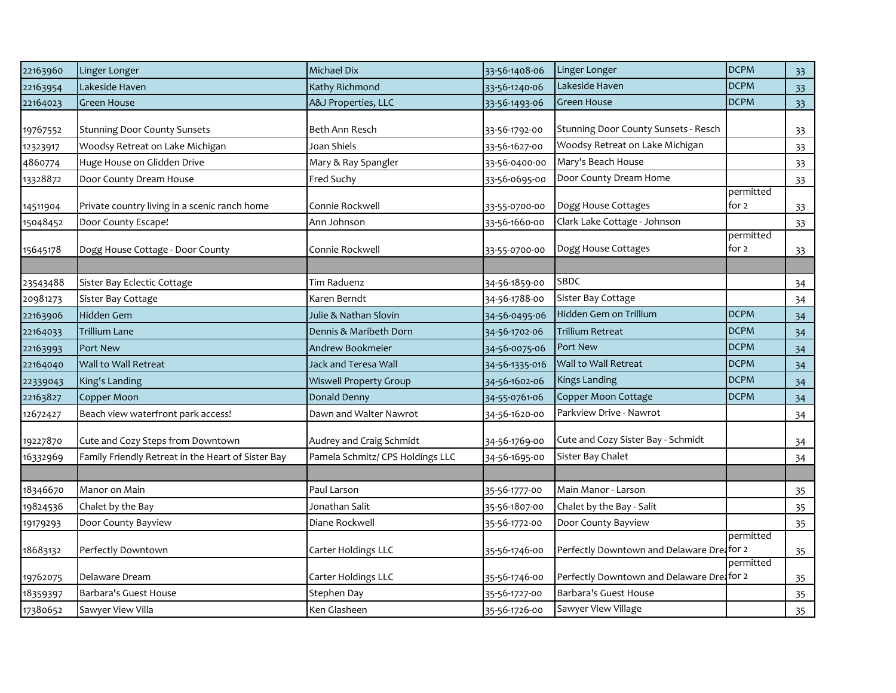| | | | | | | |
|---|---|---|---|---|---|---|
| 22163960 | Linger Longer | Michael Dix | 33-56-1408-06 | Linger Longer | DCPM | 33 |
| 22163954 | Lakeside Haven | Kathy Richmond | 33-56-1240-06 | Lakeside Haven | DCPM | 33 |
| 22164023 | Green House | A&J Properties, LLC | 33-56-1493-06 | Green House | DCPM | 33 |
| 19767552 | Stunning Door County Sunsets | Beth Ann Resch | 33-56-1792-00 | Stunning Door County Sunsets - Resch | | 33 |
| 12323917 | Woodsy Retreat on Lake Michigan | Joan Shiels | 33-56-1627-00 | Woodsy Retreat on Lake Michigan | | 33 |
| 4860774 | Huge House on Glidden Drive | Mary & Ray Spangler | 33-56-0400-00 | Mary's Beach House | | 33 |
| 13328872 | Door County Dream House | Fred Suchy | 33-56-0695-00 | Door County Dream Home | | 33 |
| 14511904 | Private country living in a scenic ranch home | Connie Rockwell | 33-55-0700-00 | Dogg House Cottages | permitted for 2 | 33 |
| 15048452 | Door County Escape! | Ann Johnson | 33-56-1660-00 | Clark Lake Cottage - Johnson | | 33 |
| 15645178 | Dogg House Cottage - Door County | Connie Rockwell | 33-55-0700-00 | Dogg House Cottages | permitted for 2 | 33 |
| | | | | | | |
| 23543488 | Sister Bay Eclectic Cottage | Tim Raduenz | 34-56-1859-00 | SBDC | | 34 |
| 20981273 | Sister Bay Cottage | Karen Berndt | 34-56-1788-00 | Sister Bay Cottage | | 34 |
| 22163906 | Hidden Gem | Julie & Nathan Slovin | 34-56-0495-06 | Hidden Gem on Trillium | DCPM | 34 |
| 22164033 | Trillium Lane | Dennis & Maribeth Dorn | 34-56-1702-06 | Trillium Retreat | DCPM | 34 |
| 22163993 | Port New | Andrew Bookmeier | 34-56-0075-06 | Port New | DCPM | 34 |
| 22164040 | Wall to Wall Retreat | Jack and Teresa Wall | 34-56-1335-016 | Wall to Wall Retreat | DCPM | 34 |
| 22339043 | King's Landing | Wiswell Property Group | 34-56-1602-06 | Kings Landing | DCPM | 34 |
| 22163827 | Copper Moon | Donald Denny | 34-55-0761-06 | Copper Moon Cottage | DCPM | 34 |
| 12672427 | Beach view waterfront park access! | Dawn and Walter Nawrot | 34-56-1620-00 | Parkview Drive - Nawrot | | 34 |
| 19227870 | Cute and Cozy Steps from Downtown | Audrey and Craig Schmidt | 34-56-1769-00 | Cute and Cozy Sister Bay - Schmidt | | 34 |
| 16332969 | Family Friendly Retreat in the Heart of Sister Bay | Pamela Schmitz/ CPS Holdings LLC | 34-56-1695-00 | Sister Bay Chalet | | 34 |
| | | | | | | |
| 18346670 | Manor on Main | Paul Larson | 35-56-1777-00 | Main Manor - Larson | | 35 |
| 19824536 | Chalet by the Bay | Jonathan Salit | 35-56-1807-00 | Chalet by the Bay - Salit | | 35 |
| 19179293 | Door County Bayview | Diane Rockwell | 35-56-1772-00 | Door County Bayview | | 35 |
| 18683132 | Perfectly Downtown | Carter Holdings LLC | 35-56-1746-00 | Perfectly Downtown and Delaware Dre | permitted for 2 | 35 |
| 19762075 | Delaware Dream | Carter Holdings LLC | 35-56-1746-00 | Perfectly Downtown and Delaware Dre | permitted for 2 | 35 |
| 18359397 | Barbara's Guest House | Stephen Day | 35-56-1727-00 | Barbara's Guest House | | 35 |
| 17380652 | Sawyer View Villa | Ken Glasheen | 35-56-1726-00 | Sawyer View Village | | 35 |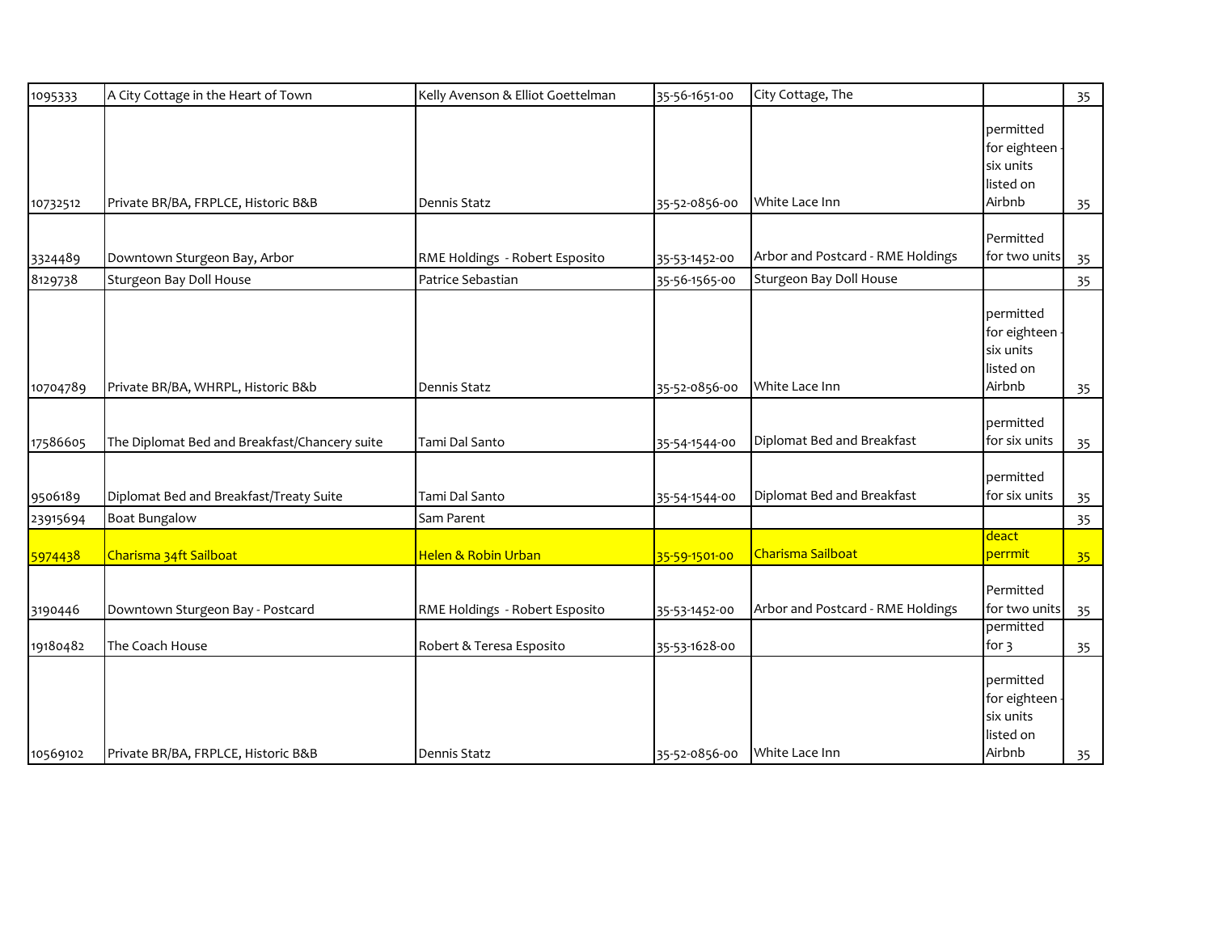| | | | | | | |
|---|---|---|---|---|---|---|
| 1095333 | A City Cottage in the Heart of Town | Kelly Avenson & Elliot Goettelman | 35-56-1651-00 | City Cottage, The | | 35 |
| 10732512 | Private BR/BA, FRPLCE, Historic B&B | Dennis Statz | 35-52-0856-00 | White Lace Inn | permitted for eighteen - six units listed on Airbnb | 35 |
| 3324489 | Downtown Sturgeon Bay, Arbor | RME Holdings - Robert Esposito | 35-53-1452-00 | Arbor and Postcard - RME Holdings | Permitted for two units | 35 |
| 8129738 | Sturgeon Bay Doll House | Patrice Sebastian | 35-56-1565-00 | Sturgeon Bay Doll House | | 35 |
| 10704789 | Private BR/BA, WHRPL, Historic B&b | Dennis Statz | 35-52-0856-00 | White Lace Inn | permitted for eighteen - six units listed on Airbnb | 35 |
| 17586605 | The Diplomat Bed and Breakfast/Chancery suite | Tami Dal Santo | 35-54-1544-00 | Diplomat Bed and Breakfast | permitted for six units | 35 |
| 9506189 | Diplomat Bed and Breakfast/Treaty Suite | Tami Dal Santo | 35-54-1544-00 | Diplomat Bed and Breakfast | permitted for six units | 35 |
| 23915694 | Boat Bungalow | Sam Parent | | | | 35 |
| 5974438 | Charisma 34ft Sailboat | Helen & Robin Urban | 35-59-1501-00 | Charisma Sailboat | deact perrmit | 35 |
| 3190446 | Downtown Sturgeon Bay - Postcard | RME Holdings - Robert Esposito | 35-53-1452-00 | Arbor and Postcard - RME Holdings | Permitted for two units | 35 |
| 19180482 | The Coach House | Robert & Teresa Esposito | 35-53-1628-00 | | permitted for 3 | 35 |
| 10569102 | Private BR/BA, FRPLCE, Historic B&B | Dennis Statz | 35-52-0856-00 | White Lace Inn | permitted for eighteen - six units listed on Airbnb | 35 |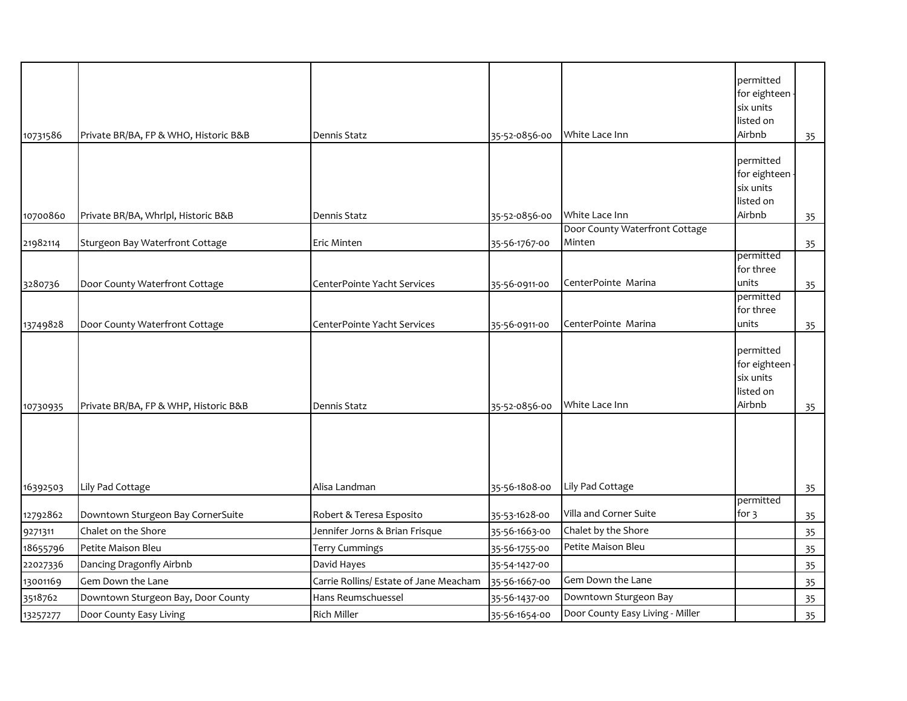|  |  |  |  |  |  |  |
|---|---|---|---|---|---|---|
| 10731586 | Private BR/BA, FP & WHO, Historic B&B | Dennis Statz | 35-52-0856-00 | White Lace Inn | permitted for eighteen - six units listed on Airbnb | 35 |
| 10700860 | Private BR/BA, Whrlpl, Historic B&B | Dennis Statz | 35-52-0856-00 | White Lace Inn | permitted for eighteen - six units listed on Airbnb | 35 |
| 21982114 | Sturgeon Bay Waterfront Cottage | Eric Minten | 35-56-1767-00 | Door County Waterfront Cottage Minten |  | 35 |
| 3280736 | Door County Waterfront Cottage | CenterPointe Yacht Services | 35-56-0911-00 | CenterPointe Marina | permitted for three units | 35 |
| 13749828 | Door County Waterfront Cottage | CenterPointe Yacht Services | 35-56-0911-00 | CenterPointe Marina | permitted for three units | 35 |
| 10730935 | Private BR/BA, FP & WHP, Historic B&B | Dennis Statz | 35-52-0856-00 | White Lace Inn | permitted for eighteen - six units listed on Airbnb | 35 |
| 16392503 | Lily Pad Cottage | Alisa Landman | 35-56-1808-00 | Lily Pad Cottage |  | 35 |
| 12792862 | Downtown Sturgeon Bay CornerSuite | Robert & Teresa Esposito | 35-53-1628-00 | Villa and Corner Suite | permitted for 3 | 35 |
| 9271311 | Chalet on the Shore | Jennifer Jorns & Brian Frisque | 35-56-1663-00 | Chalet by the Shore |  | 35 |
| 18655796 | Petite Maison Bleu | Terry Cummings | 35-56-1755-00 | Petite Maison Bleu |  | 35 |
| 22027336 | Dancing Dragonfly Airbnb | David Hayes | 35-54-1427-00 |  |  | 35 |
| 13001169 | Gem Down the Lane | Carrie Rollins/ Estate of Jane Meacham | 35-56-1667-00 | Gem Down the Lane |  | 35 |
| 3518762 | Downtown Sturgeon Bay, Door County | Hans Reumschuessel | 35-56-1437-00 | Downtown Sturgeon Bay |  | 35 |
| 13257277 | Door County Easy Living | Rich Miller | 35-56-1654-00 | Door County Easy Living - Miller |  | 35 |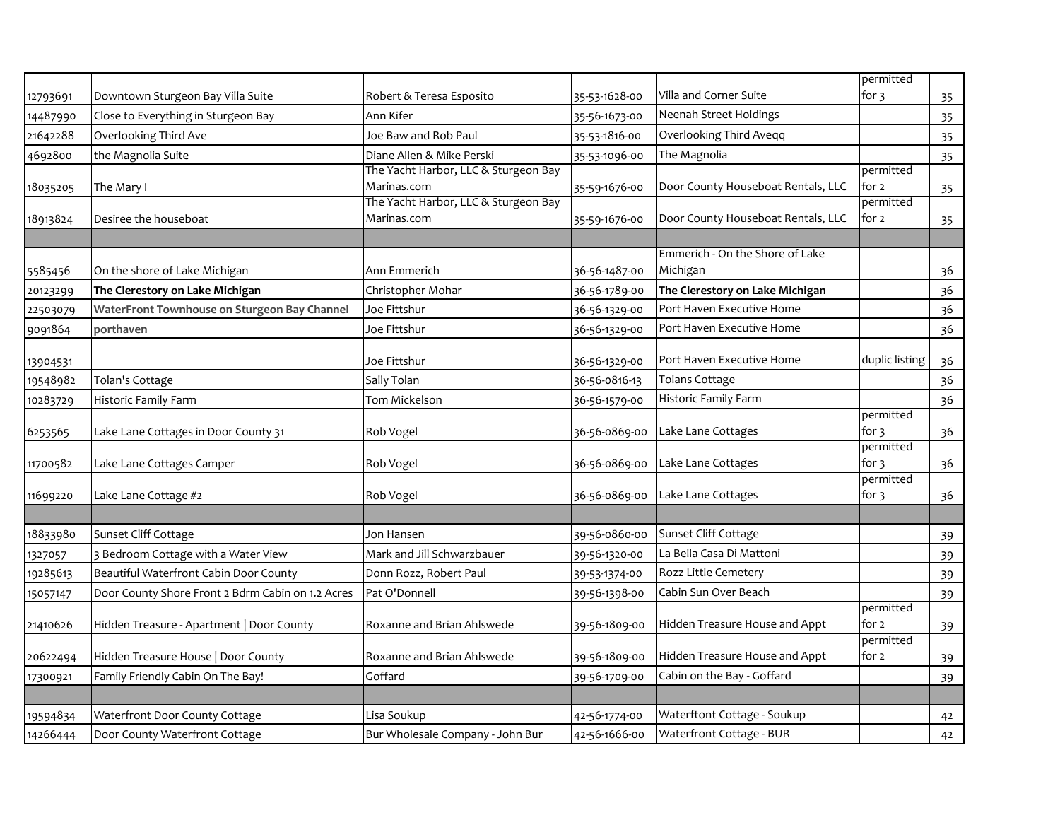| | | | | | | |
|---|---|---|---|---|---|---|
| 12793691 | Downtown Sturgeon Bay Villa Suite | Robert & Teresa Esposito | 35-53-1628-00 | Villa and Corner Suite | permitted for 3 | 35 |
| 14487990 | Close to Everything in Sturgeon Bay | Ann Kifer | 35-56-1673-00 | Neenah Street Holdings | | 35 |
| 21642288 | Overlooking Third Ave | Joe Baw and Rob Paul | 35-53-1816-00 | Overlooking Third Aveqq | | 35 |
| 4692800 | the Magnolia Suite | Diane Allen & Mike Perski | 35-53-1096-00 | The Magnolia | | 35 |
| 18035205 | The Mary I | The Yacht Harbor, LLC & Sturgeon Bay Marinas.com | 35-59-1676-00 | Door County Houseboat Rentals, LLC | permitted for 2 | 35 |
| 18913824 | Desiree the houseboat | The Yacht Harbor, LLC & Sturgeon Bay Marinas.com | 35-59-1676-00 | Door County Houseboat Rentals, LLC | permitted for 2 | 35 |
| | | | | | | |
| 5585456 | On the shore of Lake Michigan | Ann Emmerich | 36-56-1487-00 | Emmerich - On the Shore of Lake Michigan | | 36 |
| 20123299 | **The Clerestory on Lake Michigan** | Christopher Mohar | 36-56-1789-00 | **The Clerestory on Lake Michigan** | | 36 |
| 22503079 | **WaterFront Townhouse on Sturgeon Bay Channel** | Joe Fittshur | 36-56-1329-00 | Port Haven Executive Home | | 36 |
| 9091864 | **porthaven** | Joe Fittshur | 36-56-1329-00 | Port Haven Executive Home | | 36 |
| 13904531 | | Joe Fittshur | 36-56-1329-00 | Port Haven Executive Home | duplic listing | 36 |
| 19548982 | Tolan's Cottage | Sally Tolan | 36-56-0816-13 | Tolans Cottage | | 36 |
| 10283729 | Historic Family Farm | Tom Mickelson | 36-56-1579-00 | Historic Family Farm | | 36 |
| 6253565 | Lake Lane Cottages in Door County 31 | Rob Vogel | 36-56-0869-00 | Lake Lane Cottages | permitted for 3 | 36 |
| 11700582 | Lake Lane Cottages Camper | Rob Vogel | 36-56-0869-00 | Lake Lane Cottages | permitted for 3 | 36 |
| 11699220 | Lake Lane Cottage #2 | Rob Vogel | 36-56-0869-00 | Lake Lane Cottages | permitted for 3 | 36 |
| | | | | | | |
| 18833980 | Sunset Cliff Cottage | Jon Hansen | 39-56-0860-00 | Sunset Cliff Cottage | | 39 |
| 1327057 | 3 Bedroom Cottage with a Water View | Mark and Jill Schwarzbauer | 39-56-1320-00 | La Bella Casa Di Mattoni | | 39 |
| 19285613 | Beautiful Waterfront Cabin Door County | Donn Rozz, Robert Paul | 39-53-1374-00 | Rozz Little Cemetery | | 39 |
| 15057147 | Door County Shore Front 2 Bdrm Cabin on 1.2 Acres | Pat O'Donnell | 39-56-1398-00 | Cabin Sun Over Beach | | 39 |
| 21410626 | Hidden Treasure - Apartment \| Door County | Roxanne and Brian Ahlswede | 39-56-1809-00 | Hidden Treasure House and Appt | permitted for 2 | 39 |
| 20622494 | Hidden Treasure House \| Door County | Roxanne and Brian Ahlswede | 39-56-1809-00 | Hidden Treasure House and Appt | permitted for 2 | 39 |
| 17300921 | Family Friendly Cabin On The Bay! | Goffard | 39-56-1709-00 | Cabin on the Bay - Goffard | | 39 |
| | | | | | | |
| 19594834 | Waterfront Door County Cottage | Lisa Soukup | 42-56-1774-00 | Waterftont Cottage - Soukup | | 42 |
| 14266444 | Door County Waterfront Cottage | Bur Wholesale Company - John Bur | 42-56-1666-00 | Waterfront Cottage - BUR | | 42 |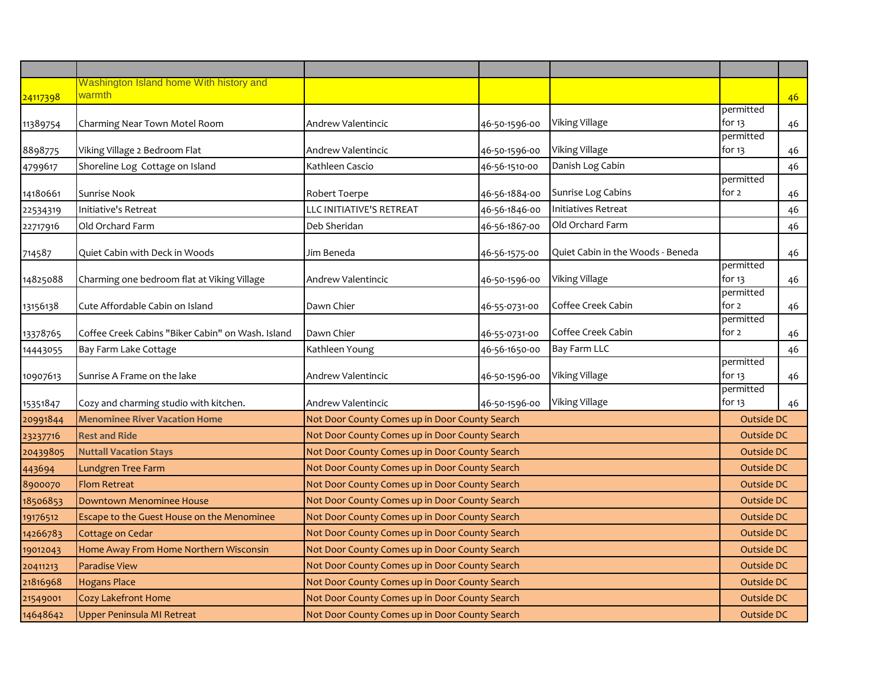| | | | | | | |
|---|---|---|---|---|---|---|
| 24117398 | Washington Island home With history and warmth | | | | | 46 |
| 11389754 | Charming Near Town Motel Room | Andrew Valentincic | 46-50-1596-00 | Viking Village | permitted for 13 | 46 |
| 8898775 | Viking Village 2 Bedroom Flat | Andrew Valentincic | 46-50-1596-00 | Viking Village | permitted for 13 | 46 |
| 4799617 | Shoreline Log Cottage on Island | Kathleen Cascio | 46-56-1510-00 | Danish Log Cabin | | 46 |
| 14180661 | Sunrise Nook | Robert Toerpe | 46-56-1884-00 | Sunrise Log Cabins | permitted for 2 | 46 |
| 22534319 | Initiative's Retreat | LLC INITIATIVE'S RETREAT | 46-56-1846-00 | Initiatives Retreat | | 46 |
| 22717916 | Old Orchard Farm | Deb Sheridan | 46-56-1867-00 | Old Orchard Farm | | 46 |
| 714587 | Quiet Cabin with Deck in Woods | Jim Beneda | 46-56-1575-00 | Quiet Cabin in the Woods - Beneda | | 46 |
| 14825088 | Charming one bedroom flat at Viking Village | Andrew Valentincic | 46-50-1596-00 | Viking Village | permitted for 13 | 46 |
| 13156138 | Cute Affordable Cabin on Island | Dawn Chier | 46-55-0731-00 | Coffee Creek Cabin | permitted for 2 | 46 |
| 13378765 | Coffee Creek Cabins "Biker Cabin" on Wash. Island | Dawn Chier | 46-55-0731-00 | Coffee Creek Cabin | permitted for 2 | 46 |
| 14443055 | Bay Farm Lake Cottage | Kathleen Young | 46-56-1650-00 | Bay Farm LLC | | 46 |
| 10907613 | Sunrise A Frame on the lake | Andrew Valentincic | 46-50-1596-00 | Viking Village | permitted for 13 | 46 |
| 15351847 | Cozy and charming studio with kitchen. | Andrew Valentincic | 46-50-1596-00 | Viking Village | permitted for 13 | 46 |
| 20991844 | **Menominee River Vacation Home** | Not Door County Comes up in Door County Search | | | Outside DC | |
| 23237716 | **Rest and Ride** | Not Door County Comes up in Door County Search | | | Outside DC | |
| 20439805 | **Nuttall Vacation Stays** | Not Door County Comes up in Door County Search | | | Outside DC | |
| 443694 | Lundgren Tree Farm | Not Door County Comes up in Door County Search | | | Outside DC | |
| 8900070 | Flom Retreat | Not Door County Comes up in Door County Search | | | Outside DC | |
| 18506853 | Downtown Menominee House | Not Door County Comes up in Door County Search | | | Outside DC | |
| 19176512 | Escape to the Guest House on the Menominee | Not Door County Comes up in Door County Search | | | Outside DC | |
| 14266783 | Cottage on Cedar | Not Door County Comes up in Door County Search | | | Outside DC | |
| 19012043 | Home Away From Home Northern Wisconsin | Not Door County Comes up in Door County Search | | | Outside DC | |
| 20411213 | Paradise View | Not Door County Comes up in Door County Search | | | Outside DC | |
| 21816968 | Hogans Place | Not Door County Comes up in Door County Search | | | Outside DC | |
| 21549001 | Cozy Lakefront Home | Not Door County Comes up in Door County Search | | | Outside DC | |
| 14648642 | Upper Peninsula MI Retreat | Not Door County Comes up in Door County Search | | | Outside DC | |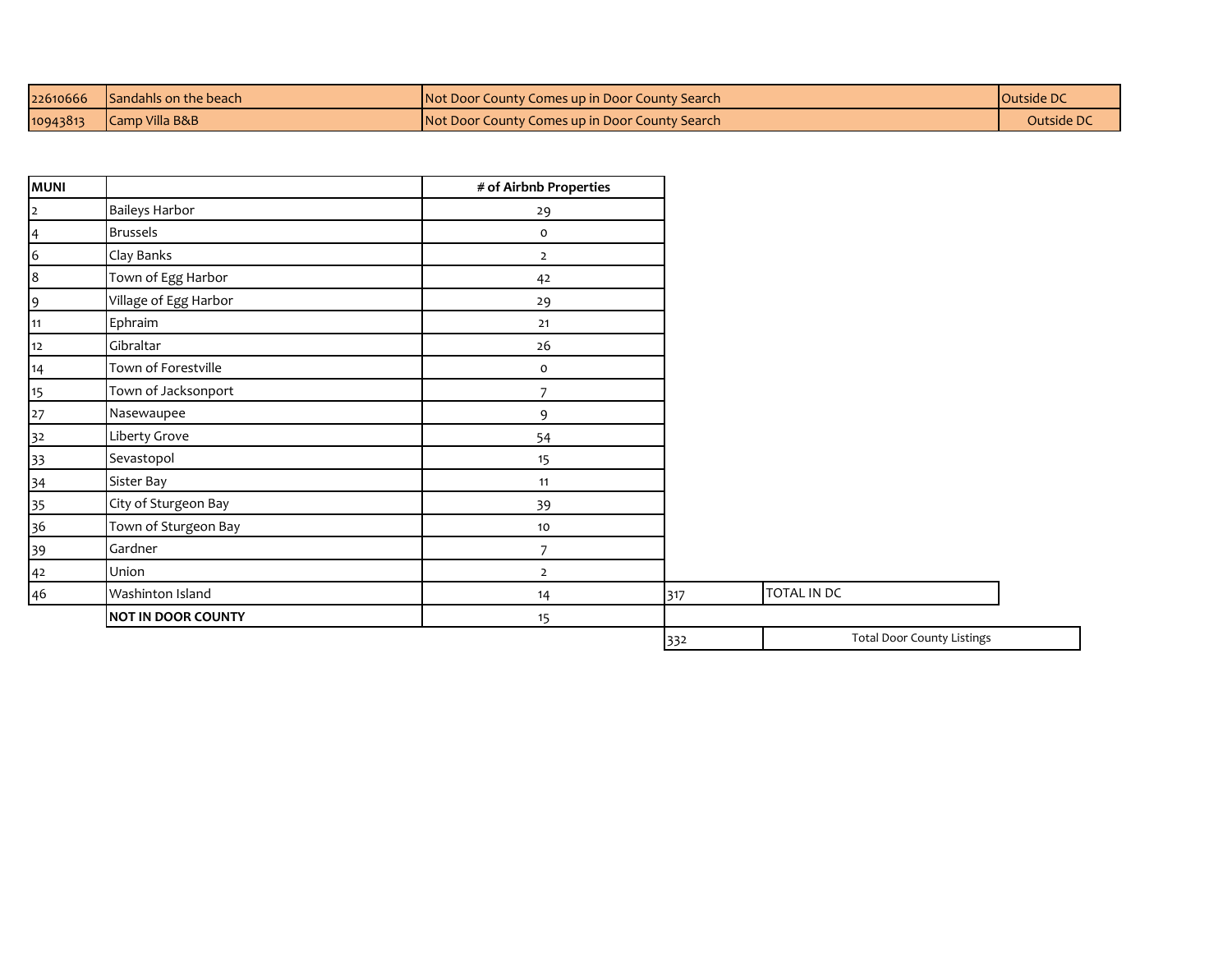| | | | |
|---|---|---|---|
| 22610666 | Sandahls on the beach | Not Door County Comes up in Door County Search | Outside DC |
| 10943813 | Camp Villa B&B | Not Door County Comes up in Door County Search | Outside DC |

| MUNI | | # of Airbnb Properties | | |
|---|---|---|---|---|
| 2 | Baileys Harbor | 29 | | |
| 4 | Brussels | 0 | | |
| 6 | Clay Banks | 2 | | |
| 8 | Town of Egg Harbor | 42 | | |
| 9 | Village of Egg Harbor | 29 | | |
| 11 | Ephraim | 21 | | |
| 12 | Gibraltar | 26 | | |
| 14 | Town of Forestville | 0 | | |
| 15 | Town of Jacksonport | 7 | | |
| 27 | Nasewaupee | 9 | | |
| 32 | Liberty Grove | 54 | | |
| 33 | Sevastopol | 15 | | |
| 34 | Sister Bay | 11 | | |
| 35 | City of Sturgeon Bay | 39 | | |
| 36 | Town of Sturgeon Bay | 10 | | |
| 39 | Gardner | 7 | | |
| 42 | Union | 2 | | |
| 46 | Washinton Island | 14 | 317 | TOTAL IN DC |
| | **NOT IN DOOR COUNTY** | 15 | | |
| | | | 332 | Total Door County Listings |